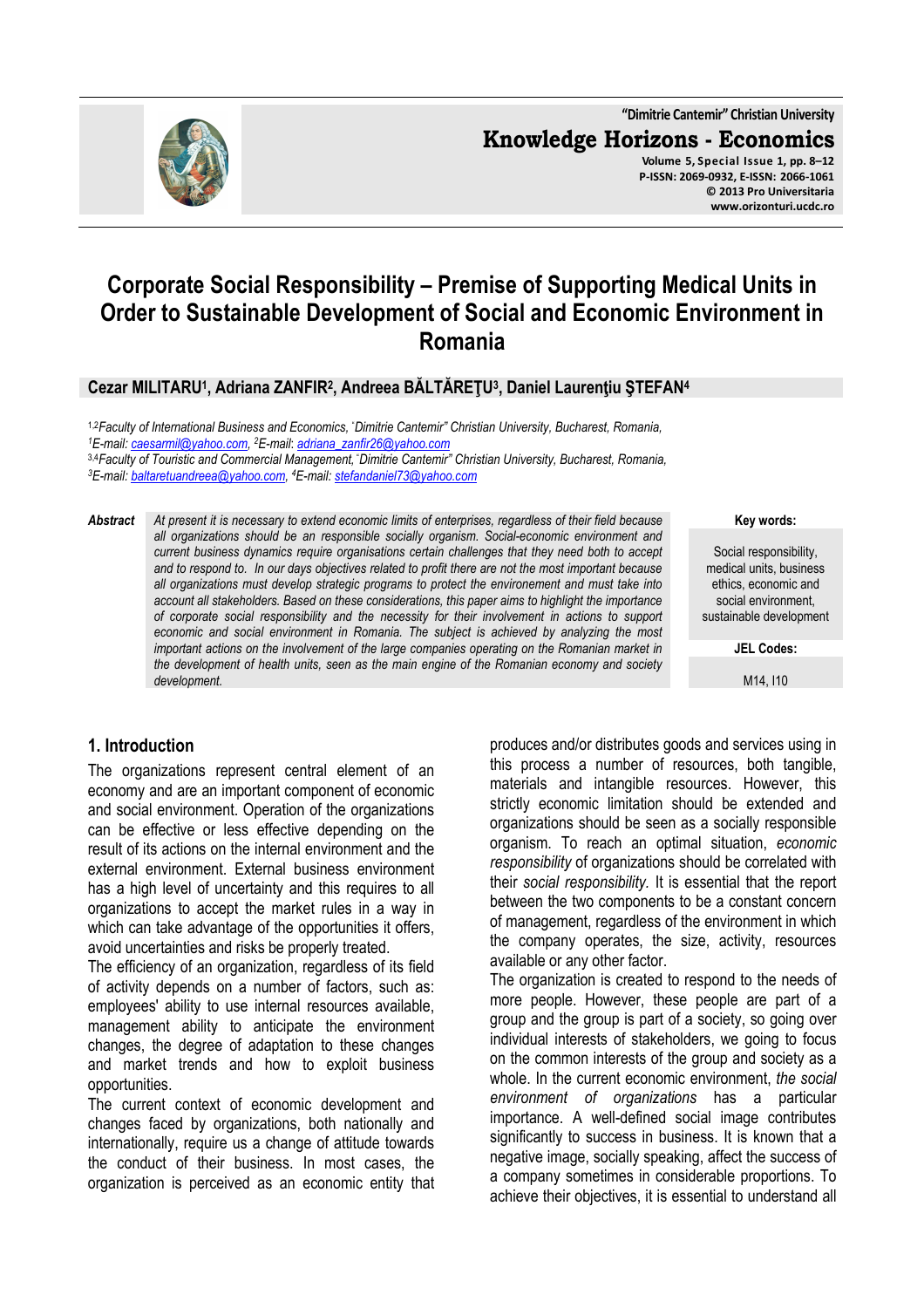# Corporate Social Responsibility – Premise of Supporting Medical Units in Order to Sustainable Development of Social and Economic Environment in Romania

**Cezar MILITARU[1], Adriana ZANFIR[2], Andreea BĂLTĂREŢU[3], Daniel Laurenţiu ŞTEFAN[4]**

[1,2]*Faculty of International Business and Economics, "Dimitrie Cantemir" Christian University, Bucharest, Romania,*
[1]*E-mail: caesarmil@yahoo.com*, [2]*E-mail: adriana_zanfir26@yahoo.com*
[3,4]*Faculty of Touristic and Commercial Management, "Dimitrie Cantemir" Christian University, Bucharest, Romania,*
[3]*E-mail: baltaretuandreea@yahoo.com*, [4]*E-mail: stefandaniel73@yahoo.com*

***Abstract*** *At present it is necessary to extend economic limits of enterprises, regardless of their field because all organizations should be an responsible socially organism. Social-economic environment and current business dynamics require organisations certain challenges that they need both to accept and to respond to. In our days objectives related to profit there are not the most important because all organizations must develop strategic programs to protect the environement and must take into account all stakeholders. Based on these considerations, this paper aims to highlight the importance of corporate social responsibility and the necessity for their involvement in actions to support economic and social environment in Romania. The subject is achieved by analyzing the most important actions on the involvement of the large companies operating on the Romanian market in the development of health units, seen as the main engine of the Romanian economy and society development.*

**Key words:**

Social responsibility, medical units, business ethics, economic and social environment, sustainable development

**JEL Codes:**

M14, I10

## 1. Introduction

The organizations represent central element of an economy and are an important component of economic and social environment. Operation of the organizations can be effective or less effective depending on the result of its actions on the internal environment and the external environment. External business environment has a high level of uncertainty and this requires to all organizations to accept the market rules in a way in which can take advantage of the opportunities it offers, avoid uncertainties and risks be properly treated.

The efficiency of an organization, regardless of its field of activity depends on a number of factors, such as: employees' ability to use internal resources available, management ability to anticipate the environment changes, the degree of adaptation to these changes and market trends and how to exploit business opportunities.

The current context of economic development and changes faced by organizations, both nationally and internationally, require us a change of attitude towards the conduct of their business. In most cases, the organization is perceived as an economic entity that produces and/or distributes goods and services using in this process a number of resources, both tangible, materials and intangible resources. However, this strictly economic limitation should be extended and organizations should be seen as a socially responsible organism. To reach an optimal situation, *economic responsibility* of organizations should be correlated with their *social responsibility.* It is essential that the report between the two components to be a constant concern of management, regardless of the environment in which the company operates, the size, activity, resources available or any other factor.

The organization is created to respond to the needs of more people. However, these people are part of a group and the group is part of a society, so going over individual interests of stakeholders, we going to focus on the common interests of the group and society as a whole. In the current economic environment, *the social environment of organizations* has a particular importance. A well-defined social image contributes significantly to success in business. It is known that a negative image, socially speaking, affect the success of a company sometimes in considerable proportions. To achieve their objectives, it is essential to understand all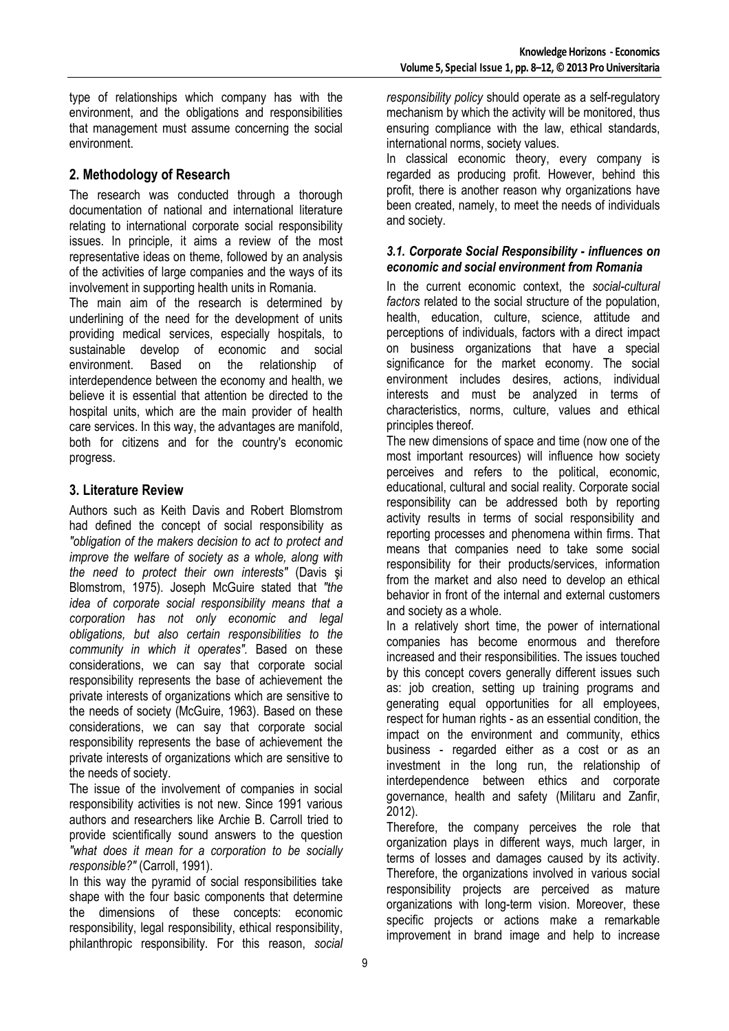type of relationships which company has with the environment, and the obligations and responsibilities that management must assume concerning the social environment.

## 2. Methodology of Research

The research was conducted through a thorough documentation of national and international literature relating to international corporate social responsibility issues. In principle, it aims a review of the most representative ideas on theme, followed by an analysis of the activities of large companies and the ways of its involvement in supporting health units in Romania.

The main aim of the research is determined by underlining of the need for the development of units providing medical services, especially hospitals, to sustainable develop of economic and social environment. Based on the relationship of interdependence between the economy and health, we believe it is essential that attention be directed to the hospital units, which are the main provider of health care services. In this way, the advantages are manifold, both for citizens and for the country's economic progress.

## 3. Literature Review

Authors such as Keith Davis and Robert Blomstrom had defined the concept of social responsibility as *"obligation of the makers decision to act to protect and improve the welfare of society as a whole, along with the need to protect their own interests"* (Davis şi Blomstrom, 1975). Joseph McGuire stated that *"the idea of corporate social responsibility means that a corporation has not only economic and legal obligations, but also certain responsibilities to the community in which it operates".* Based on these considerations, we can say that corporate social responsibility represents the base of achievement the private interests of organizations which are sensitive to the needs of society (McGuire, 1963). Based on these considerations, we can say that corporate social responsibility represents the base of achievement the private interests of organizations which are sensitive to the needs of society.

The issue of the involvement of companies in social responsibility activities is not new. Since 1991 various authors and researchers like Archie B. Carroll tried to provide scientifically sound answers to the question *"what does it mean for a corporation to be socially responsible?"* (Carroll, 1991).

In this way the pyramid of social responsibilities take shape with the four basic components that determine the dimensions of these concepts: economic responsibility, legal responsibility, ethical responsibility, philanthropic responsibility. For this reason, *social responsibility policy* should operate as a self-regulatory mechanism by which the activity will be monitored, thus ensuring compliance with the law, ethical standards, international norms, society values.

In classical economic theory, every company is regarded as producing profit. However, behind this profit, there is another reason why organizations have been created, namely, to meet the needs of individuals and society.

### *3.1. Corporate Social Responsibility - influences on economic and social environment from Romania*

In the current economic context, the *social-cultural factors* related to the social structure of the population, health, education, culture, science, attitude and perceptions of individuals, factors with a direct impact on business organizations that have a special significance for the market economy. The social environment includes desires, actions, individual interests and must be analyzed in terms of characteristics, norms, culture, values and ethical principles thereof.

The new dimensions of space and time (now one of the most important resources) will influence how society perceives and refers to the political, economic, educational, cultural and social reality. Corporate social responsibility can be addressed both by reporting activity results in terms of social responsibility and reporting processes and phenomena within firms. That means that companies need to take some social responsibility for their products/services, information from the market and also need to develop an ethical behavior in front of the internal and external customers and society as a whole.

In a relatively short time, the power of international companies has become enormous and therefore increased and their responsibilities. The issues touched by this concept covers generally different issues such as: job creation, setting up training programs and generating equal opportunities for all employees, respect for human rights - as an essential condition, the impact on the environment and community, ethics business - regarded either as a cost or as an investment in the long run, the relationship of interdependence between ethics and corporate governance, health and safety (Militaru and Zanfir, 2012).

Therefore, the company perceives the role that organization plays in different ways, much larger, in terms of losses and damages caused by its activity. Therefore, the organizations involved in various social responsibility projects are perceived as mature organizations with long-term vision. Moreover, these specific projects or actions make a remarkable improvement in brand image and help to increase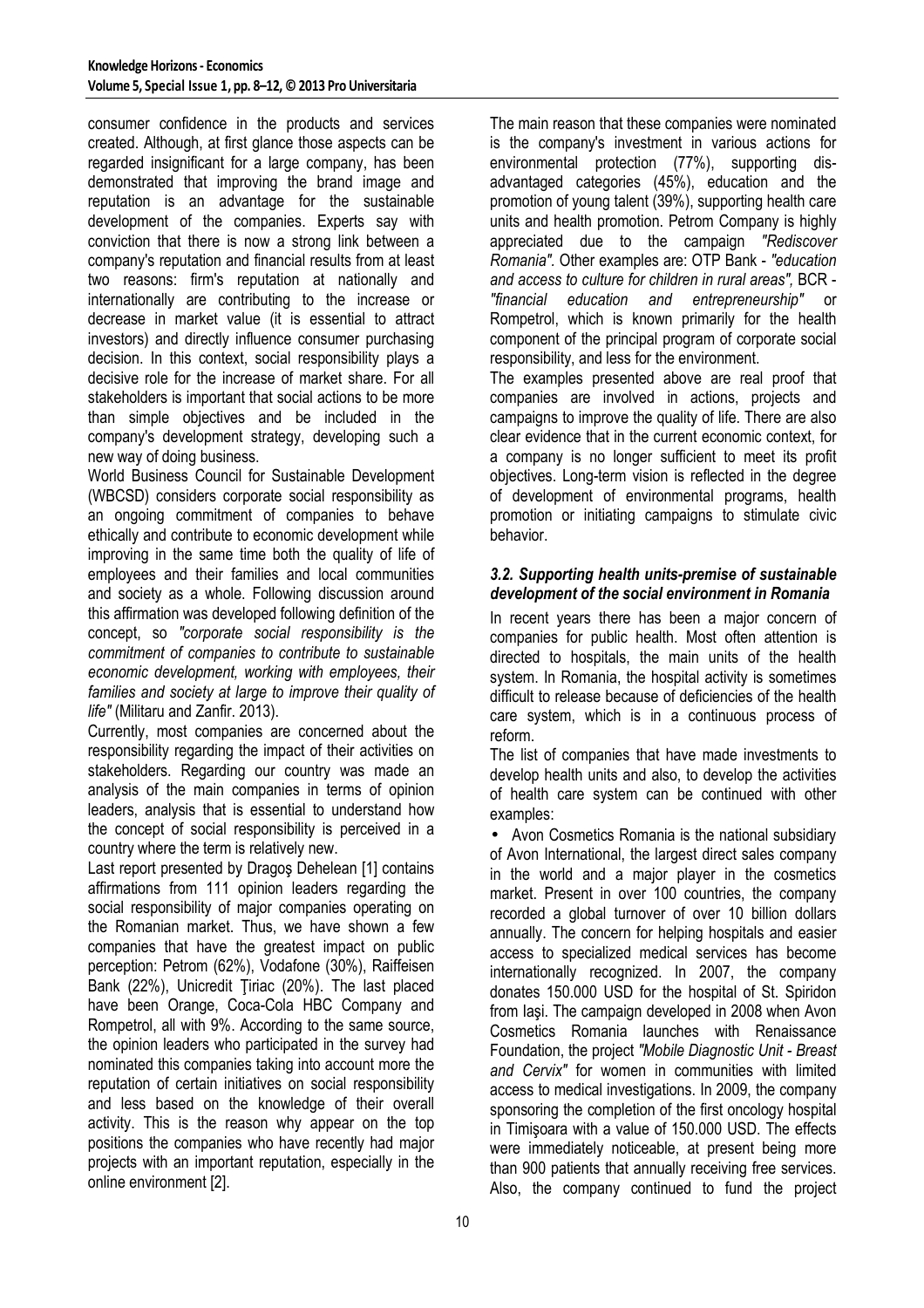consumer confidence in the products and services created. Although, at first glance those aspects can be regarded insignificant for a large company, has been demonstrated that improving the brand image and reputation is an advantage for the sustainable development of the companies. Experts say with conviction that there is now a strong link between a company's reputation and financial results from at least two reasons: firm's reputation at nationally and internationally are contributing to the increase or decrease in market value (it is essential to attract investors) and directly influence consumer purchasing decision. In this context, social responsibility plays a decisive role for the increase of market share. For all stakeholders is important that social actions to be more than simple objectives and be included in the company's development strategy, developing such a new way of doing business.

World Business Council for Sustainable Development (WBCSD) considers corporate social responsibility as an ongoing commitment of companies to behave ethically and contribute to economic development while improving in the same time both the quality of life of employees and their families and local communities and society as a whole. Following discussion around this affirmation was developed following definition of the concept, so *"corporate social responsibility is the commitment of companies to contribute to sustainable economic development, working with employees, their families and society at large to improve their quality of life"* (Militaru and Zanfir. 2013).

Currently, most companies are concerned about the responsibility regarding the impact of their activities on stakeholders. Regarding our country was made an analysis of the main companies in terms of opinion leaders, analysis that is essential to understand how the concept of social responsibility is perceived in a country where the term is relatively new.

Last report presented by Dragoş Dehelean [1] contains affirmations from 111 opinion leaders regarding the social responsibility of major companies operating on the Romanian market. Thus, we have shown a few companies that have the greatest impact on public perception: Petrom (62%), Vodafone (30%), Raiffeisen Bank (22%), Unicredit Ţiriac (20%). The last placed have been Orange, Coca-Cola HBC Company and Rompetrol, all with 9%. According to the same source, the opinion leaders who participated in the survey had nominated this companies taking into account more the reputation of certain initiatives on social responsibility and less based on the knowledge of their overall activity. This is the reason why appear on the top positions the companies who have recently had major projects with an important reputation, especially in the online environment [2].

The main reason that these companies were nominated is the company's investment in various actions for environmental protection (77%), supporting dis-advantaged categories (45%), education and the promotion of young talent (39%), supporting health care units and health promotion. Petrom Company is highly appreciated due to the campaign *"Rediscover Romania"*. Other examples are: OTP Bank - *"education and access to culture for children in rural areas"*, BCR - *"financial education and entrepreneurship"* or Rompetrol, which is known primarily for the health component of the principal program of corporate social responsibility, and less for the environment.

The examples presented above are real proof that companies are involved in actions, projects and campaigns to improve the quality of life. There are also clear evidence that in the current economic context, for a company is no longer sufficient to meet its profit objectives. Long-term vision is reflected in the degree of development of environmental programs, health promotion or initiating campaigns to stimulate civic behavior.

### *3.2. Supporting health units-premise of sustainable development of the social environment in Romania*

In recent years there has been a major concern of companies for public health. Most often attention is directed to hospitals, the main units of the health system. In Romania, the hospital activity is sometimes difficult to release because of deficiencies of the health care system, which is in a continuous process of reform.

The list of companies that have made investments to develop health units and also, to develop the activities of health care system can be continued with other examples:

- Avon Cosmetics Romania is the national subsidiary of Avon International, the largest direct sales company in the world and a major player in the cosmetics market. Present in over 100 countries, the company recorded a global turnover of over 10 billion dollars annually. The concern for helping hospitals and easier access to specialized medical services has become internationally recognized. In 2007, the company donates 150.000 USD for the hospital of St. Spiridon from Iaşi. The campaign developed in 2008 when Avon Cosmetics Romania launches with Renaissance Foundation, the project *"Mobile Diagnostic Unit - Breast and Cervix"* for women in communities with limited access to medical investigations. In 2009, the company sponsoring the completion of the first oncology hospital in Timişoara with a value of 150.000 USD. The effects were immediately noticeable, at present being more than 900 patients that annually receiving free services. Also, the company continued to fund the project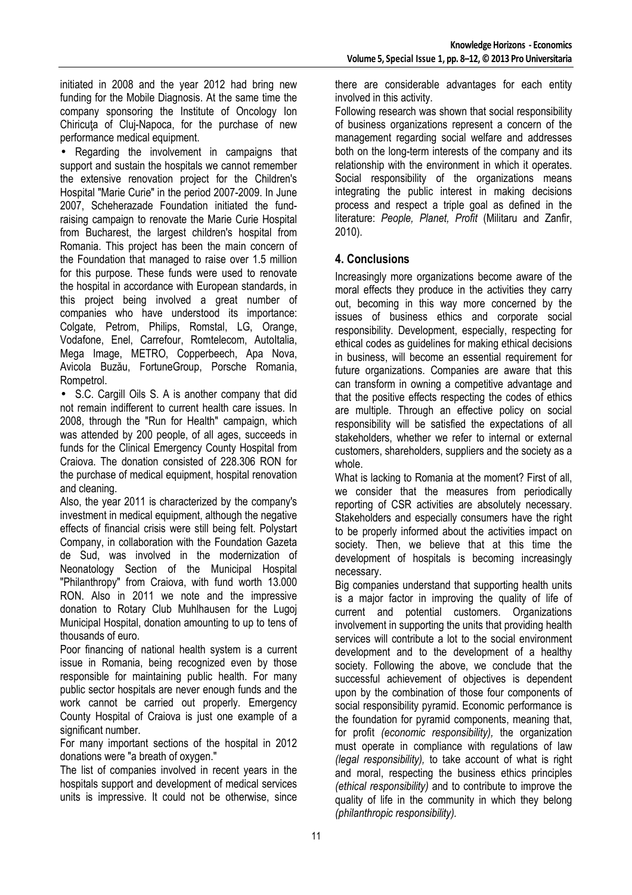initiated in 2008 and the year 2012 had bring new funding for the Mobile Diagnosis. At the same time the company sponsoring the Institute of Oncology Ion Chiricuţa of Cluj-Napoca, for the purchase of new performance medical equipment.

- Regarding the involvement in campaigns that support and sustain the hospitals we cannot remember the extensive renovation project for the Children's Hospital "Marie Curie" in the period 2007-2009. In June 2007, Scheherazade Foundation initiated the fund-raising campaign to renovate the Marie Curie Hospital from Bucharest, the largest children's hospital from Romania. This project has been the main concern of the Foundation that managed to raise over 1.5 million for this purpose. These funds were used to renovate the hospital in accordance with European standards, in this project being involved a great number of companies who have understood its importance: Colgate, Petrom, Philips, Romstal, LG, Orange, Vodafone, Enel, Carrefour, Romtelecom, AutoItalia, Mega Image, METRO, Copperbeech, Apa Nova, Avicola Buzău, FortuneGroup, Porsche Romania, Rompetrol.
- S.C. Cargill Oils S. A is another company that did not remain indifferent to current health care issues. In 2008, through the "Run for Health" campaign, which was attended by 200 people, of all ages, succeeds in funds for the Clinical Emergency County Hospital from Craiova. The donation consisted of 228.306 RON for the purchase of medical equipment, hospital renovation and cleaning.

Also, the year 2011 is characterized by the company's investment in medical equipment, although the negative effects of financial crisis were still being felt. Polystart Company, in collaboration with the Foundation Gazeta de Sud, was involved in the modernization of Neonatology Section of the Municipal Hospital "Philanthropy" from Craiova, with fund worth 13.000 RON. Also in 2011 we note and the impressive donation to Rotary Club Muhlhausen for the Lugoj Municipal Hospital, donation amounting to up to tens of thousands of euro.

Poor financing of national health system is a current issue in Romania, being recognized even by those responsible for maintaining public health. For many public sector hospitals are never enough funds and the work cannot be carried out properly. Emergency County Hospital of Craiova is just one example of a significant number.

For many important sections of the hospital in 2012 donations were "a breath of oxygen."

The list of companies involved in recent years in the hospitals support and development of medical services units is impressive. It could not be otherwise, since there are considerable advantages for each entity involved in this activity.

Following research was shown that social responsibility of business organizations represent a concern of the management regarding social welfare and addresses both on the long-term interests of the company and its relationship with the environment in which it operates. Social responsibility of the organizations means integrating the public interest in making decisions process and respect a triple goal as defined in the literature: *People, Planet, Profit* (Militaru and Zanfir, 2010).

## 4. Conclusions

Increasingly more organizations become aware of the moral effects they produce in the activities they carry out, becoming in this way more concerned by the issues of business ethics and corporate social responsibility. Development, especially, respecting for ethical codes as guidelines for making ethical decisions in business, will become an essential requirement for future organizations. Companies are aware that this can transform in owning a competitive advantage and that the positive effects respecting the codes of ethics are multiple. Through an effective policy on social responsibility will be satisfied the expectations of all stakeholders, whether we refer to internal or external customers, shareholders, suppliers and the society as a whole.

What is lacking to Romania at the moment? First of all, we consider that the measures from periodically reporting of CSR activities are absolutely necessary. Stakeholders and especially consumers have the right to be properly informed about the activities impact on society. Then, we believe that at this time the development of hospitals is becoming increasingly necessary.

Big companies understand that supporting health units is a major factor in improving the quality of life of current and potential customers. Organizations involvement in supporting the units that providing health services will contribute a lot to the social environment development and to the development of a healthy society. Following the above, we conclude that the successful achievement of objectives is dependent upon by the combination of those four components of social responsibility pyramid. Economic performance is the foundation for pyramid components, meaning that, for profit *(economic responsibility),* the organization must operate in compliance with regulations of law *(legal responsibility),* to take account of what is right and moral, respecting the business ethics principles *(ethical responsibility)* and to contribute to improve the quality of life in the community in which they belong *(philanthropic responsibility).*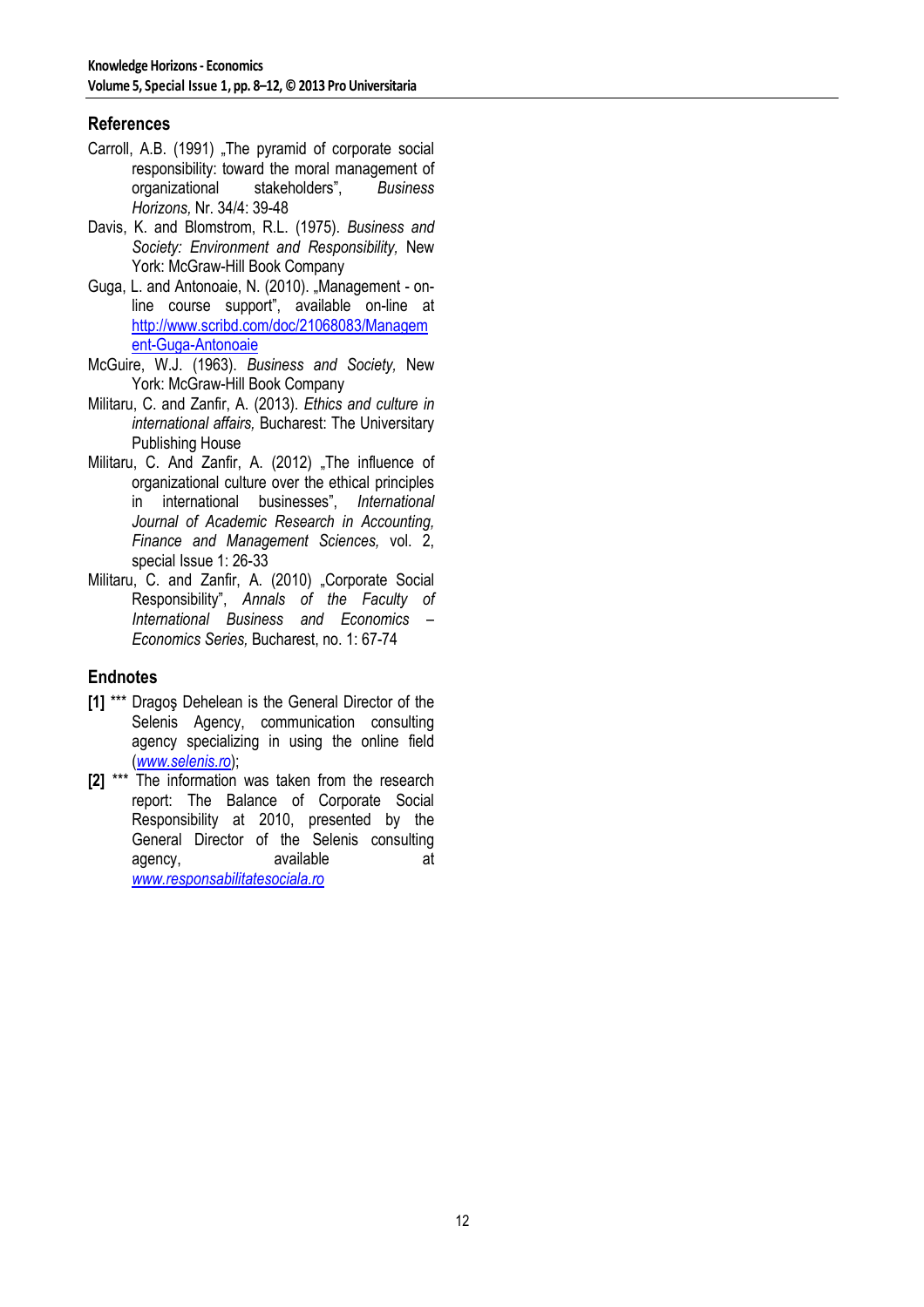## References

Carroll, A.B. (1991) „The pyramid of corporate social responsibility: toward the moral management of organizational stakeholders", *Business Horizons,* Nr. 34/4: 39-48

Davis, K. and Blomstrom, R.L. (1975). *Business and Society: Environment and Responsibility,* New York: McGraw-Hill Book Company

Guga, L. and Antonoaie, N. (2010). „Management - on-line course support", available on-line at http://www.scribd.com/doc/21068083/Management-Guga-Antonoaie

McGuire, W.J. (1963). *Business and Society,* New York: McGraw-Hill Book Company

Militaru, C. and Zanfir, A. (2013). *Ethics and culture in international affairs,* Bucharest: The Universitary Publishing House

Militaru, C. And Zanfir, A. (2012) „The influence of organizational culture over the ethical principles in international businesses", *International Journal of Academic Research in Accounting, Finance and Management Sciences,* vol. 2, special Issue 1: 26-33

Militaru, C. and Zanfir, A. (2010) „Corporate Social Responsibility", *Annals of the Faculty of International Business and Economics – Economics Series,* Bucharest, no. 1: 67-74

## Endnotes

**[1]** *** Dragoş Dehelean is the General Director of the Selenis Agency, communication consulting agency specializing in using the online field (*www.selenis.ro*);

**[2]** *** The information was taken from the research report: The Balance of Corporate Social Responsibility at 2010, presented by the General Director of the Selenis consulting agency, available at *www.responsabilitatesociala.ro*